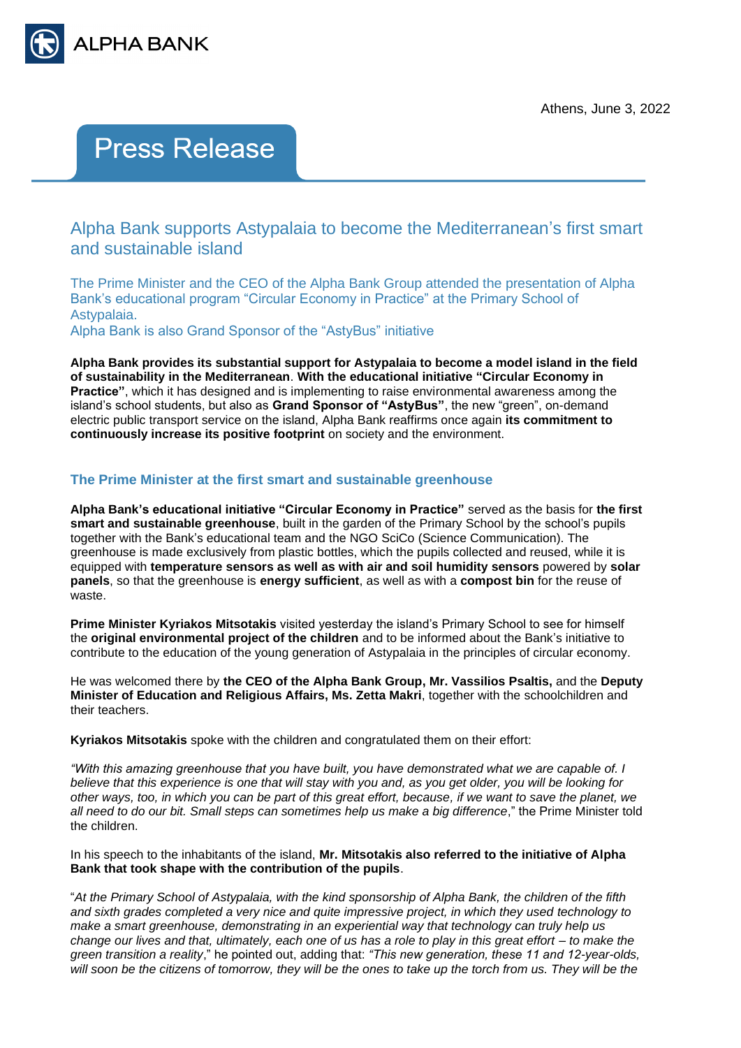ALPHA BANK

Athens, June 3, 2022

# Press Release

## Alpha Bank supports Astypalaia to become the Mediterranean's first smart and sustainable island

The Prime Minister and the CEO of the Alpha Bank Group attended the presentation of Alpha Bank's educational program "Circular Economy in Practice" at the Primary School of Astypalaia.
Alpha Bank is also Grand Sponsor of the "AstyBus" initiative

**Alpha Bank provides its substantial support for Astypalaia to become a model island in the field of sustainability in the Mediterranean**. **With the educational initiative "Circular Economy in Practice"**, which it has designed and is implementing to raise environmental awareness among the island's school students, but also as **Grand Sponsor of "AstyBus"**, the new "green", on-demand electric public transport service on the island, Alpha Bank reaffirms once again **its commitment to continuously increase its positive footprint** on society and the environment.

### The Prime Minister at the first smart and sustainable greenhouse

**Alpha Bank's educational initiative "Circular Economy in Practice"** served as the basis for **the first smart and sustainable greenhouse**, built in the garden of the Primary School by the school's pupils together with the Bank's educational team and the NGO SciCo (Science Communication). The greenhouse is made exclusively from plastic bottles, which the pupils collected and reused, while it is equipped with **temperature sensors as well as with air and soil humidity sensors** powered by **solar panels**, so that the greenhouse is **energy sufficient**, as well as with a **compost bin** for the reuse of waste.

**Prime Minister Kyriakos Mitsotakis** visited yesterday the island's Primary School to see for himself the **original environmental project of the children** and to be informed about the Bank's initiative to contribute to the education of the young generation of Astypalaia in the principles of circular economy.

He was welcomed there by **the CEO of the Alpha Bank Group, Mr. Vassilios Psaltis,** and the **Deputy Minister of Education and Religious Affairs, Ms. Zetta Makri**, together with the schoolchildren and their teachers.

**Kyriakos Mitsotakis** spoke with the children and congratulated them on their effort:

*"With this amazing greenhouse that you have built, you have demonstrated what we are capable of. I believe that this experience is one that will stay with you and, as you get older, you will be looking for other ways, too, in which you can be part of this great effort, because, if we want to save the planet, we all need to do our bit. Small steps can sometimes help us make a big difference*," the Prime Minister told the children.

In his speech to the inhabitants of the island, **Mr. Mitsotakis also referred to the initiative of Alpha Bank that took shape with the contribution of the pupils**.

"*At the Primary School of Astypalaia, with the kind sponsorship of Alpha Bank, the children of the fifth and sixth grades completed a very nice and quite impressive project, in which they used technology to make a smart greenhouse, demonstrating in an experiential way that technology can truly help us change our lives and that, ultimately, each one of us has a role to play in this great effort – to make the green transition a reality*," he pointed out, adding that: *"This new generation, these 11 and 12-year-olds, will soon be the citizens of tomorrow, they will be the ones to take up the torch from us. They will be the*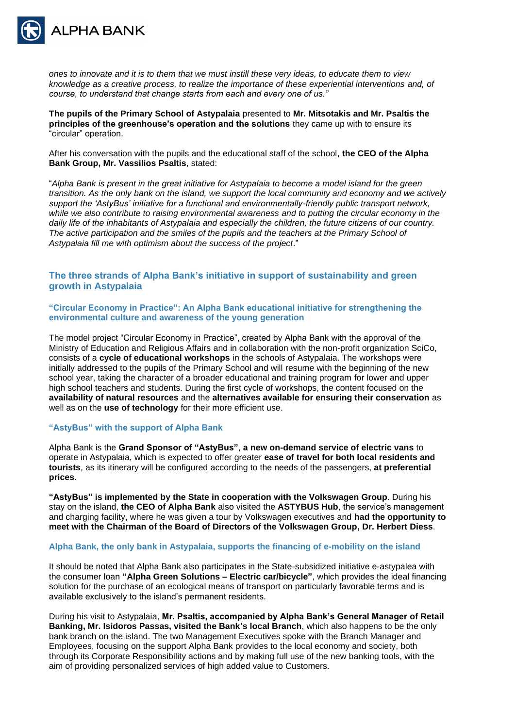*ones to innovate and it is to them that we must instill these very ideas, to educate them to view knowledge as a creative process, to realize the importance of these experiential interventions and, of course, to understand that change starts from each and every one of us."*

**The pupils of the Primary School of Astypalaia** presented to **Mr. Mitsotakis and Mr. Psaltis the principles of the greenhouse's operation and the solutions** they came up with to ensure its "circular" operation.

After his conversation with the pupils and the educational staff of the school, **the CEO of the Alpha Bank Group, Mr. Vassilios Psaltis**, stated:

"*Alpha Bank is present in the great initiative for Astypalaia to become a model island for the green transition. As the only bank on the island, we support the local community and economy and we actively support the 'AstyBus' initiative for a functional and environmentally-friendly public transport network, while we also contribute to raising environmental awareness and to putting the circular economy in the daily life of the inhabitants of Astypalaia and especially the children, the future citizens of our country. The active participation and the smiles of the pupils and the teachers at the Primary School of Astypalaia fill me with optimism about the success of the project*."

## The three strands of Alpha Bank's initiative in support of sustainability and green growth in Astypalaia

### "Circular Economy in Practice": An Alpha Bank educational initiative for strengthening the environmental culture and awareness of the young generation

The model project "Circular Economy in Practice", created by Alpha Bank with the approval of the Ministry of Education and Religious Affairs and in collaboration with the non-profit organization SciCo, consists of a **cycle of educational workshops** in the schools of Astypalaia. The workshops were initially addressed to the pupils of the Primary School and will resume with the beginning of the new school year, taking the character of a broader educational and training program for lower and upper high school teachers and students. During the first cycle of workshops, the content focused on the **availability of natural resources** and the **alternatives available for ensuring their conservation** as well as on the **use of technology** for their more efficient use.

### "AstyBus" with the support of Alpha Bank

Alpha Bank is the **Grand Sponsor of "AstyBus"**, **a new on-demand service of electric vans** to operate in Astypalaia, which is expected to offer greater **ease of travel for both local residents and tourists**, as its itinerary will be configured according to the needs of the passengers, **at preferential prices**.

**"AstyBus" is implemented by the State in cooperation with the Volkswagen Group**. During his stay on the island, **the CEO of Alpha Bank** also visited the **ASTYBUS Hub**, the service's management and charging facility, where he was given a tour by Volkswagen executives and **had the opportunity to meet with the Chairman of the Board of Directors of the Volkswagen Group, Dr. Herbert Diess**.

### Alpha Bank, the only bank in Astypalaia, supports the financing of e-mobility on the island

It should be noted that Alpha Bank also participates in the State-subsidized initiative e-astypalea with the consumer loan **"Alpha Green Solutions – Electric car/bicycle"**, which provides the ideal financing solution for the purchase of an ecological means of transport on particularly favorable terms and is available exclusively to the island's permanent residents.

During his visit to Astypalaia, **Mr. Psaltis, accompanied by Alpha Bank's General Manager of Retail Banking, Mr. Isidoros Passas, visited the Bank's local Branch**, which also happens to be the only bank branch on the island. The two Management Executives spoke with the Branch Manager and Employees, focusing on the support Alpha Bank provides to the local economy and society, both through its Corporate Responsibility actions and by making full use of the new banking tools, with the aim of providing personalized services of high added value to Customers.